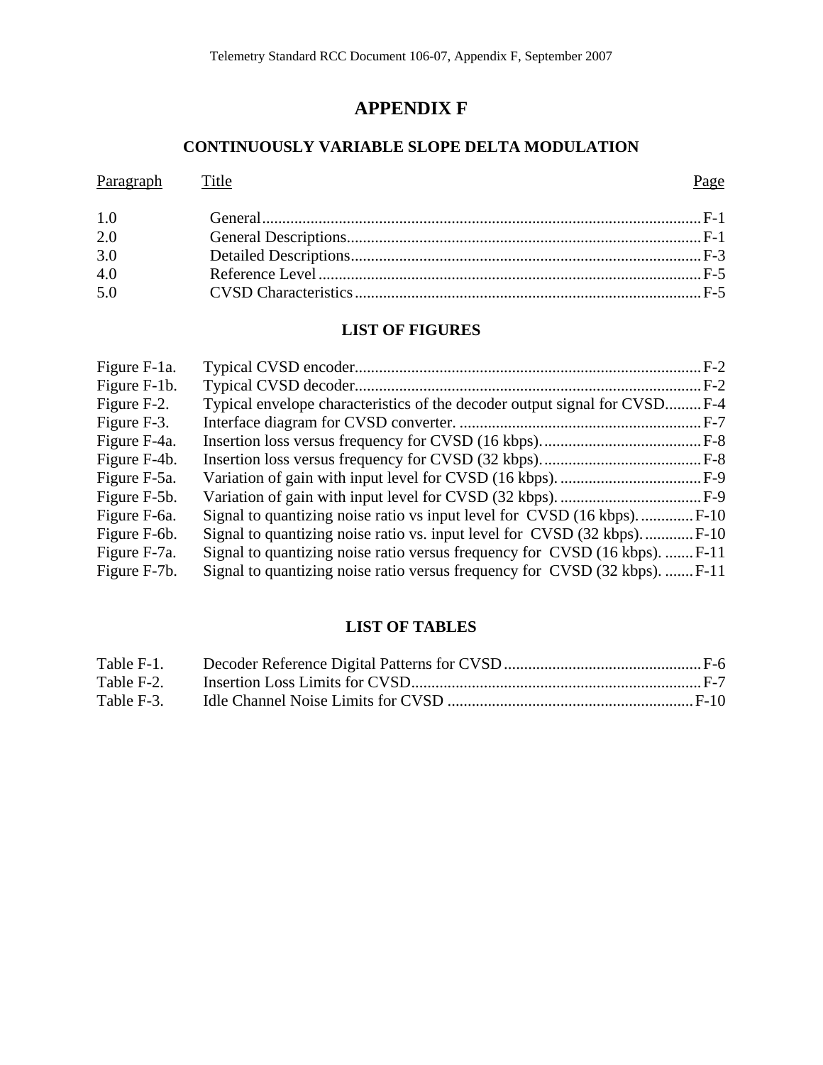# APPENDIX F

## CONTINUOUSLY VARIABLE SLOPE DELTA MODULATION

| Paragraph | Title | Page |
|---|---|---|
| 1.0 | General | F-1 |
| 2.0 | General Descriptions | F-1 |
| 3.0 | Detailed Descriptions | F-3 |
| 4.0 | Reference Level | F-5 |
| 5.0 | CVSD Characteristics | F-5 |

### LIST OF FIGURES

| | | |
|---|---|---|
| Figure F-1a. | Typical CVSD encoder | F-2 |
| Figure F-1b. | Typical CVSD decoder | F-2 |
| Figure F-2. | Typical envelope characteristics of the decoder output signal for CVSD | F-4 |
| Figure F-3. | Interface diagram for CVSD converter. | F-7 |
| Figure F-4a. | Insertion loss versus frequency for CVSD (16 kbps). | F-8 |
| Figure F-4b. | Insertion loss versus frequency for CVSD (32 kbps). | F-8 |
| Figure F-5a. | Variation of gain with input level for CVSD (16 kbps). | F-9 |
| Figure F-5b. | Variation of gain with input level for CVSD (32 kbps). | F-9 |
| Figure F-6a. | Signal to quantizing noise ratio vs input level for CVSD (16 kbps). | F-10 |
| Figure F-6b. | Signal to quantizing noise ratio vs. input level for CVSD (32 kbps). | F-10 |
| Figure F-7a. | Signal to quantizing noise ratio versus frequency for CVSD (16 kbps). | F-11 |
| Figure F-7b. | Signal to quantizing noise ratio versus frequency for CVSD (32 kbps). | F-11 |

### LIST OF TABLES

| | | |
|---|---|---|
| Table F-1. | Decoder Reference Digital Patterns for CVSD | F-6 |
| Table F-2. | Insertion Loss Limits for CVSD | F-7 |
| Table F-3. | Idle Channel Noise Limits for CVSD | F-10 |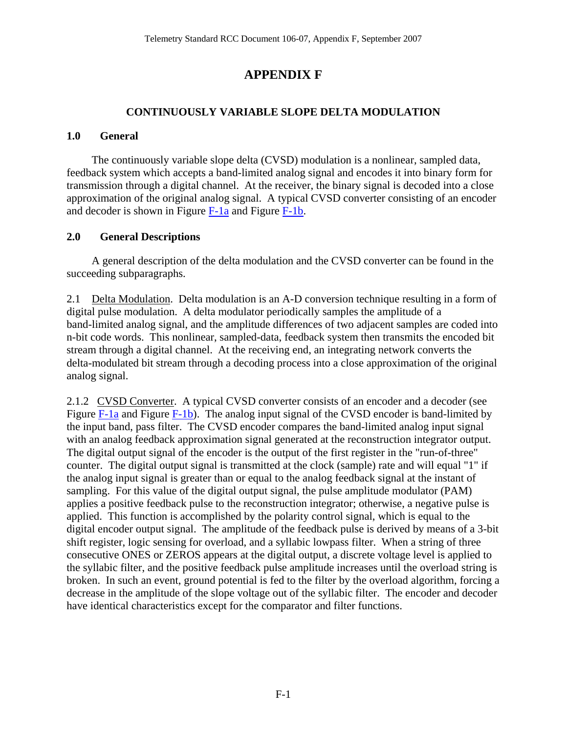# APPENDIX F

## CONTINUOUSLY VARIABLE SLOPE DELTA MODULATION

### 1.0 General

The continuously variable slope delta (CVSD) modulation is a nonlinear, sampled data, feedback system which accepts a band-limited analog signal and encodes it into binary form for transmission through a digital channel. At the receiver, the binary signal is decoded into a close approximation of the original analog signal. A typical CVSD converter consisting of an encoder and decoder is shown in Figure F-1a and Figure F-1b.

### 2.0 General Descriptions

A general description of the delta modulation and the CVSD converter can be found in the succeeding subparagraphs.

2.1 Delta Modulation. Delta modulation is an A-D conversion technique resulting in a form of digital pulse modulation. A delta modulator periodically samples the amplitude of a band-limited analog signal, and the amplitude differences of two adjacent samples are coded into n-bit code words. This nonlinear, sampled-data, feedback system then transmits the encoded bit stream through a digital channel. At the receiving end, an integrating network converts the delta-modulated bit stream through a decoding process into a close approximation of the original analog signal.

2.1.2 CVSD Converter. A typical CVSD converter consists of an encoder and a decoder (see Figure F-1a and Figure F-1b). The analog input signal of the CVSD encoder is band-limited by the input band, pass filter. The CVSD encoder compares the band-limited analog input signal with an analog feedback approximation signal generated at the reconstruction integrator output. The digital output signal of the encoder is the output of the first register in the "run-of-three" counter. The digital output signal is transmitted at the clock (sample) rate and will equal "1" if the analog input signal is greater than or equal to the analog feedback signal at the instant of sampling. For this value of the digital output signal, the pulse amplitude modulator (PAM) applies a positive feedback pulse to the reconstruction integrator; otherwise, a negative pulse is applied. This function is accomplished by the polarity control signal, which is equal to the digital encoder output signal. The amplitude of the feedback pulse is derived by means of a 3-bit shift register, logic sensing for overload, and a syllabic lowpass filter. When a string of three consecutive ONES or ZEROS appears at the digital output, a discrete voltage level is applied to the syllabic filter, and the positive feedback pulse amplitude increases until the overload string is broken. In such an event, ground potential is fed to the filter by the overload algorithm, forcing a decrease in the amplitude of the slope voltage out of the syllabic filter. The encoder and decoder have identical characteristics except for the comparator and filter functions.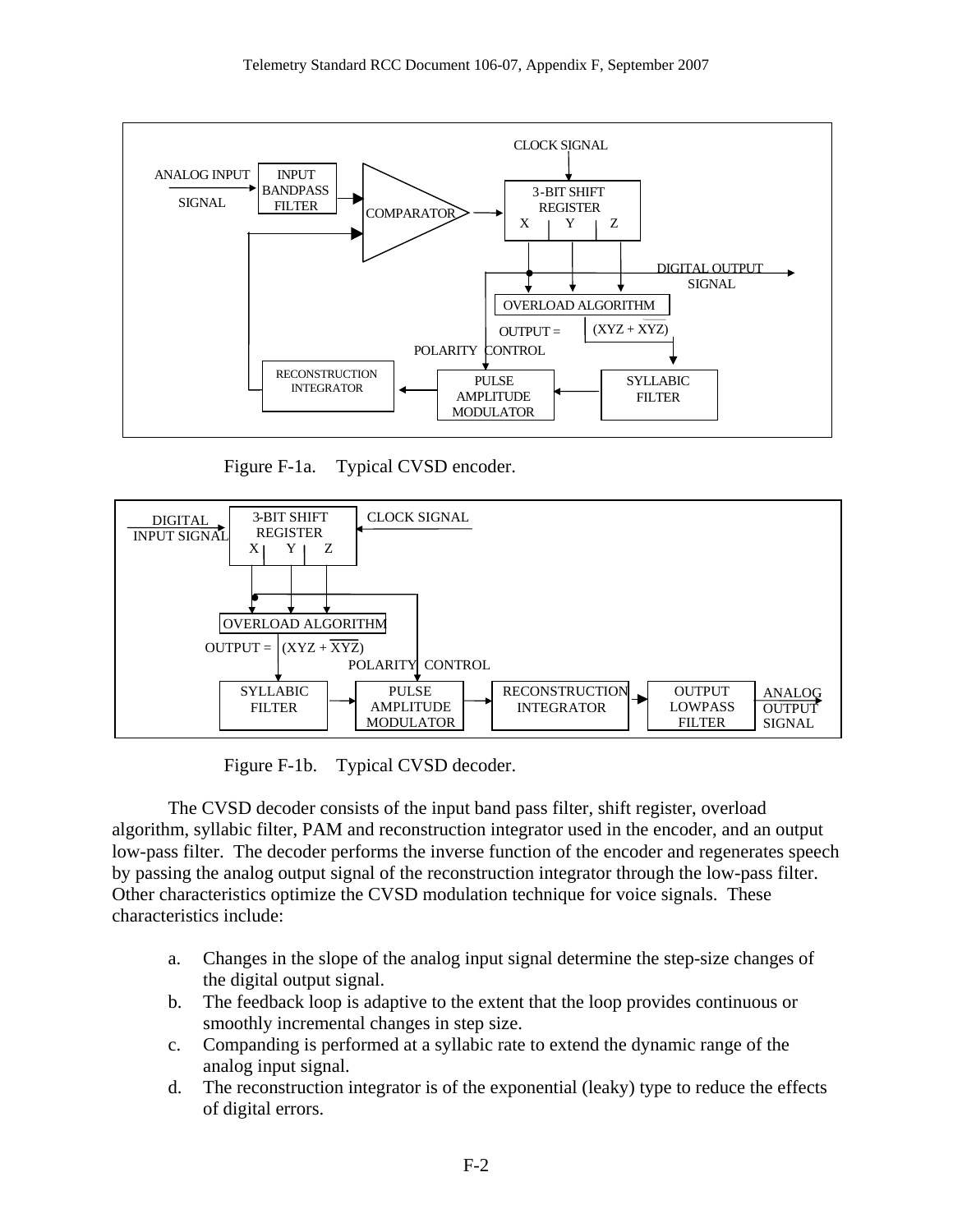Figure F-1a. Typical CVSD encoder.

Figure F-1b. Typical CVSD decoder.

The CVSD decoder consists of the input band pass filter, shift register, overload algorithm, syllabic filter, PAM and reconstruction integrator used in the encoder, and an output low-pass filter. The decoder performs the inverse function of the encoder and regenerates speech by passing the analog output signal of the reconstruction integrator through the low-pass filter. Other characteristics optimize the CVSD modulation technique for voice signals. These characteristics include:

a. Changes in the slope of the analog input signal determine the step-size changes of the digital output signal.
b. The feedback loop is adaptive to the extent that the loop provides continuous or smoothly incremental changes in step size.
c. Companding is performed at a syllabic rate to extend the dynamic range of the analog input signal.
d. The reconstruction integrator is of the exponential (leaky) type to reduce the effects of digital errors.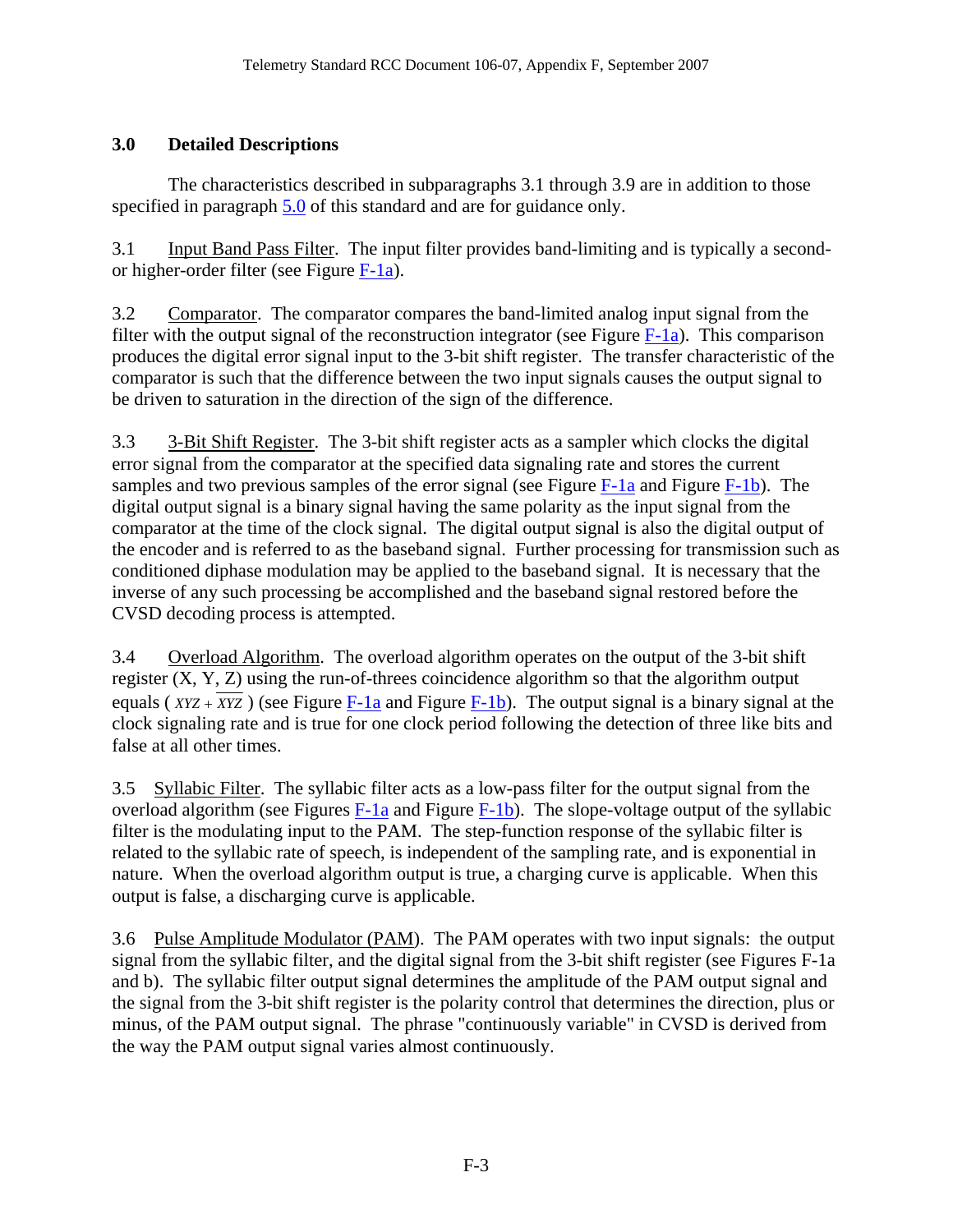## 3.0 Detailed Descriptions

The characteristics described in subparagraphs 3.1 through 3.9 are in addition to those specified in paragraph 5.0 of this standard and are for guidance only.

3.1 Input Band Pass Filter. The input filter provides band-limiting and is typically a second- or higher-order filter (see Figure F-1a).

3.2 Comparator. The comparator compares the band-limited analog input signal from the filter with the output signal of the reconstruction integrator (see Figure F-1a). This comparison produces the digital error signal input to the 3-bit shift register. The transfer characteristic of the comparator is such that the difference between the two input signals causes the output signal to be driven to saturation in the direction of the sign of the difference.

3.3 3-Bit Shift Register. The 3-bit shift register acts as a sampler which clocks the digital error signal from the comparator at the specified data signaling rate and stores the current samples and two previous samples of the error signal (see Figure F-1a and Figure F-1b). The digital output signal is a binary signal having the same polarity as the input signal from the comparator at the time of the clock signal. The digital output signal is also the digital output of the encoder and is referred to as the baseband signal. Further processing for transmission such as conditioned diphase modulation may be applied to the baseband signal. It is necessary that the inverse of any such processing be accomplished and the baseband signal restored before the CVSD decoding process is attempted.

3.4 Overload Algorithm. The overload algorithm operates on the output of the 3-bit shift register (X, Y, Z) using the run-of-threes coincidence algorithm so that the algorithm output equals ( $XYZ + \overline{XYZ}$ ) (see Figure F-1a and Figure F-1b). The output signal is a binary signal at the clock signaling rate and is true for one clock period following the detection of three like bits and false at all other times.

3.5 Syllabic Filter. The syllabic filter acts as a low-pass filter for the output signal from the overload algorithm (see Figures F-1a and Figure F-1b). The slope-voltage output of the syllabic filter is the modulating input to the PAM. The step-function response of the syllabic filter is related to the syllabic rate of speech, is independent of the sampling rate, and is exponential in nature. When the overload algorithm output is true, a charging curve is applicable. When this output is false, a discharging curve is applicable.

3.6 Pulse Amplitude Modulator (PAM). The PAM operates with two input signals: the output signal from the syllabic filter, and the digital signal from the 3-bit shift register (see Figures F-1a and b). The syllabic filter output signal determines the amplitude of the PAM output signal and the signal from the 3-bit shift register is the polarity control that determines the direction, plus or minus, of the PAM output signal. The phrase "continuously variable" in CVSD is derived from the way the PAM output signal varies almost continuously.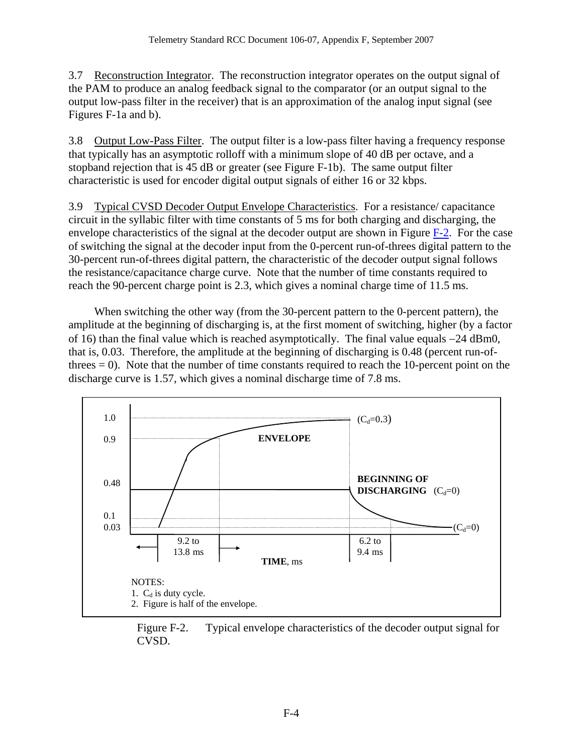3.7 Reconstruction Integrator. The reconstruction integrator operates on the output signal of the PAM to produce an analog feedback signal to the comparator (or an output signal to the output low-pass filter in the receiver) that is an approximation of the analog input signal (see Figures F-1a and b).

3.8 Output Low-Pass Filter. The output filter is a low-pass filter having a frequency response that typically has an asymptotic rolloff with a minimum slope of 40 dB per octave, and a stopband rejection that is 45 dB or greater (see Figure F-1b). The same output filter characteristic is used for encoder digital output signals of either 16 or 32 kbps.

3.9 Typical CVSD Decoder Output Envelope Characteristics. For a resistance/ capacitance circuit in the syllabic filter with time constants of 5 ms for both charging and discharging, the envelope characteristics of the signal at the decoder output are shown in Figure F-2. For the case of switching the signal at the decoder input from the 0-percent run-of-threes digital pattern to the 30-percent run-of-threes digital pattern, the characteristic of the decoder output signal follows the resistance/capacitance charge curve. Note that the number of time constants required to reach the 90-percent charge point is 2.3, which gives a nominal charge time of 11.5 ms.

When switching the other way (from the 30-percent pattern to the 0-percent pattern), the amplitude at the beginning of discharging is, at the first moment of switching, higher (by a factor of 16) than the final value which is reached asymptotically. The final value equals –24 dBm0, that is, 0.03. Therefore, the amplitude at the beginning of discharging is 0.48 (percent run-of-threes = 0). Note that the number of time constants required to reach the 10-percent point on the discharge curve is 1.57, which gives a nominal discharge time of 7.8 ms.

Figure F-2. Typical envelope characteristics of the decoder output signal for CVSD.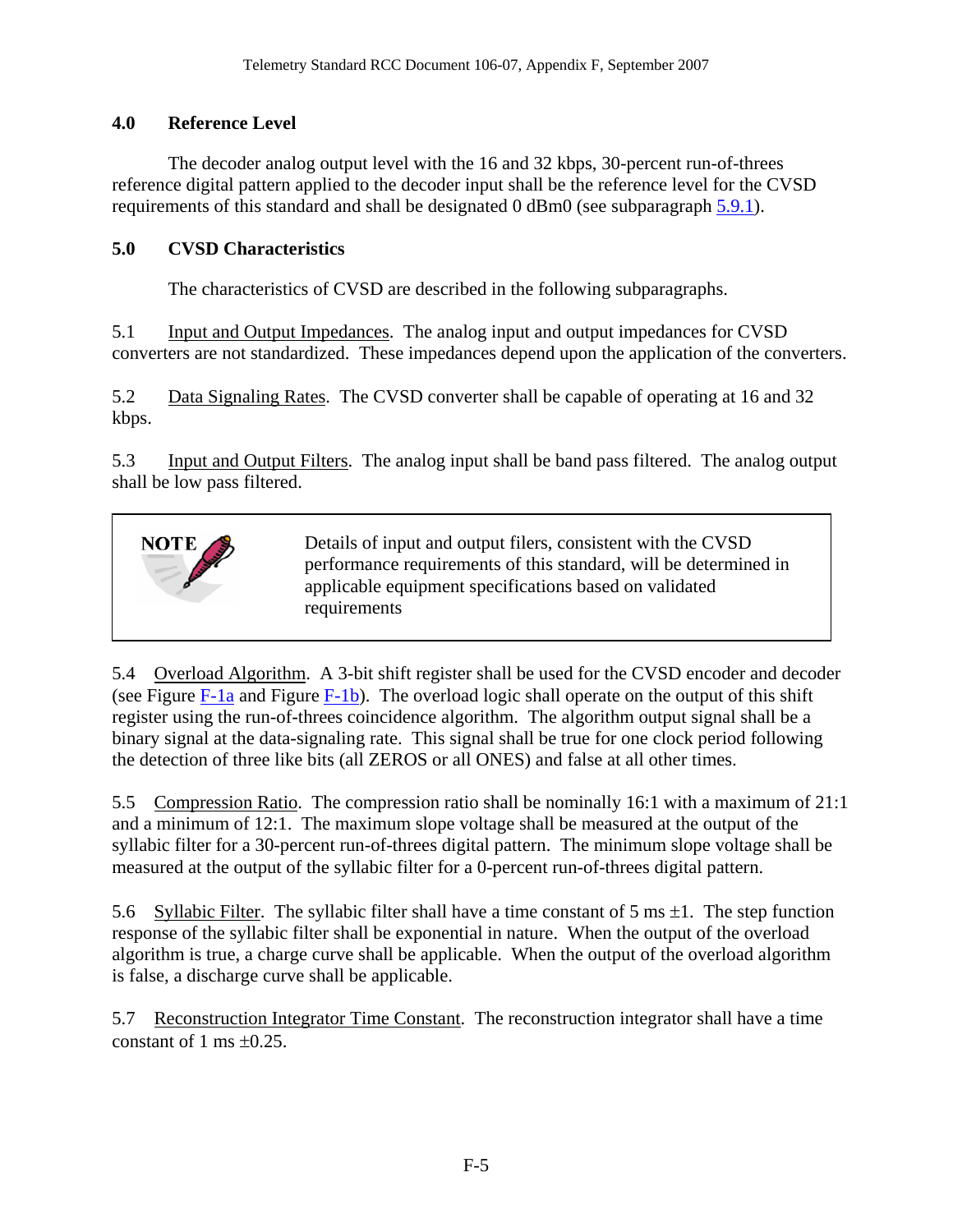## 4.0 Reference Level

The decoder analog output level with the 16 and 32 kbps, 30-percent run-of-threes reference digital pattern applied to the decoder input shall be the reference level for the CVSD requirements of this standard and shall be designated 0 dBm0 (see subparagraph 5.9.1).

## 5.0 CVSD Characteristics

The characteristics of CVSD are described in the following subparagraphs.

5.1 Input and Output Impedances. The analog input and output impedances for CVSD converters are not standardized. These impedances depend upon the application of the converters.

5.2 Data Signaling Rates. The CVSD converter shall be capable of operating at 16 and 32 kbps.

5.3 Input and Output Filters. The analog input shall be band pass filtered. The analog output shall be low pass filtered.

> **NOTE** Details of input and output filers, consistent with the CVSD performance requirements of this standard, will be determined in applicable equipment specifications based on validated requirements

5.4 Overload Algorithm. A 3-bit shift register shall be used for the CVSD encoder and decoder (see Figure F-1a and Figure F-1b). The overload logic shall operate on the output of this shift register using the run-of-threes coincidence algorithm. The algorithm output signal shall be a binary signal at the data-signaling rate. This signal shall be true for one clock period following the detection of three like bits (all ZEROS or all ONES) and false at all other times.

5.5 Compression Ratio. The compression ratio shall be nominally 16:1 with a maximum of 21:1 and a minimum of 12:1. The maximum slope voltage shall be measured at the output of the syllabic filter for a 30-percent run-of-threes digital pattern. The minimum slope voltage shall be measured at the output of the syllabic filter for a 0-percent run-of-threes digital pattern.

5.6 Syllabic Filter. The syllabic filter shall have a time constant of 5 ms ±1. The step function response of the syllabic filter shall be exponential in nature. When the output of the overload algorithm is true, a charge curve shall be applicable. When the output of the overload algorithm is false, a discharge curve shall be applicable.

5.7 Reconstruction Integrator Time Constant. The reconstruction integrator shall have a time constant of 1 ms ±0.25.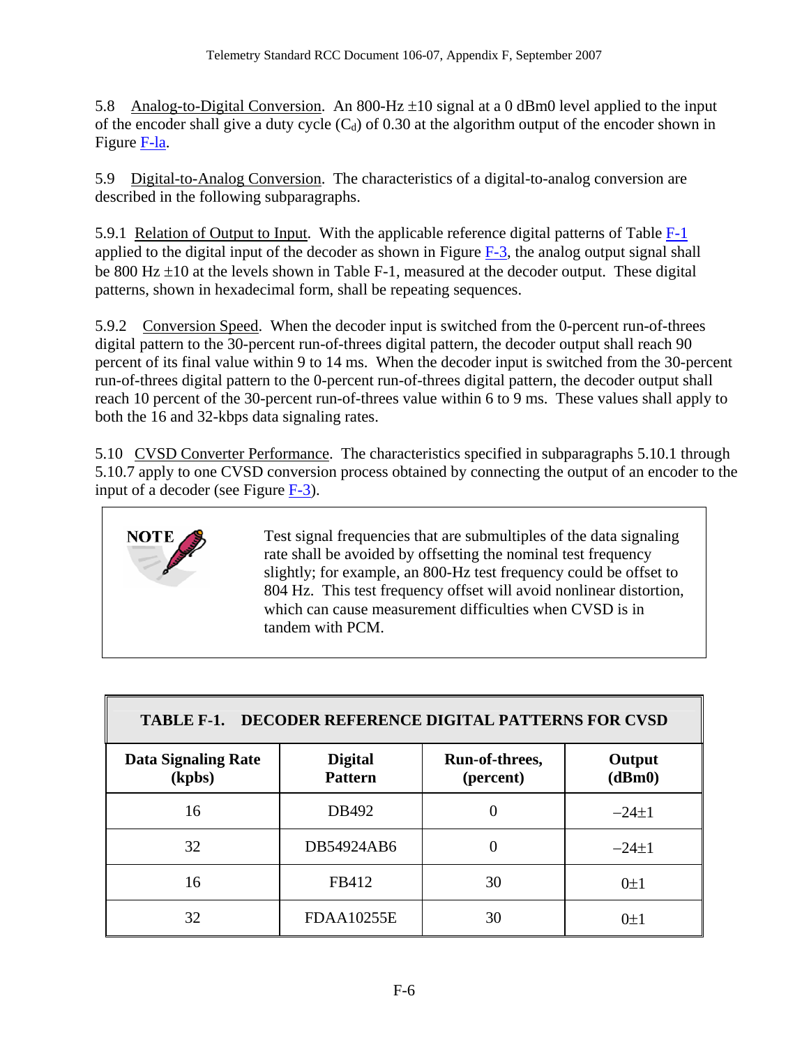5.8 Analog-to-Digital Conversion. An 800-Hz ±10 signal at a 0 dBm0 level applied to the input of the encoder shall give a duty cycle ($C_d$) of 0.30 at the algorithm output of the encoder shown in Figure F-la.

5.9 Digital-to-Analog Conversion. The characteristics of a digital-to-analog conversion are described in the following subparagraphs.

5.9.1 Relation of Output to Input. With the applicable reference digital patterns of Table F-1 applied to the digital input of the decoder as shown in Figure F-3, the analog output signal shall be 800 Hz ±10 at the levels shown in Table F-1, measured at the decoder output. These digital patterns, shown in hexadecimal form, shall be repeating sequences.

5.9.2 Conversion Speed. When the decoder input is switched from the 0-percent run-of-threes digital pattern to the 30-percent run-of-threes digital pattern, the decoder output shall reach 90 percent of its final value within 9 to 14 ms. When the decoder input is switched from the 30-percent run-of-threes digital pattern to the 0-percent run-of-threes digital pattern, the decoder output shall reach 10 percent of the 30-percent run-of-threes value within 6 to 9 ms. These values shall apply to both the 16 and 32-kbps data signaling rates.

5.10 CVSD Converter Performance. The characteristics specified in subparagraphs 5.10.1 through 5.10.7 apply to one CVSD conversion process obtained by connecting the output of an encoder to the input of a decoder (see Figure F-3).

> **NOTE** Test signal frequencies that are submultiples of the data signaling rate shall be avoided by offsetting the nominal test frequency slightly; for example, an 800-Hz test frequency could be offset to 804 Hz. This test frequency offset will avoid nonlinear distortion, which can cause measurement difficulties when CVSD is in tandem with PCM.

**TABLE F-1. DECODER REFERENCE DIGITAL PATTERNS FOR CVSD**

| Data Signaling Rate (kpbs) | Digital Pattern | Run-of-threes, (percent) | Output (dBm0) |
|---|---|---|---|
| 16 | DB492 | 0 | –24±1 |
| 32 | DB54924AB6 | 0 | –24±1 |
| 16 | FB412 | 30 | 0±1 |
| 32 | FDAA10255E | 30 | 0±1 |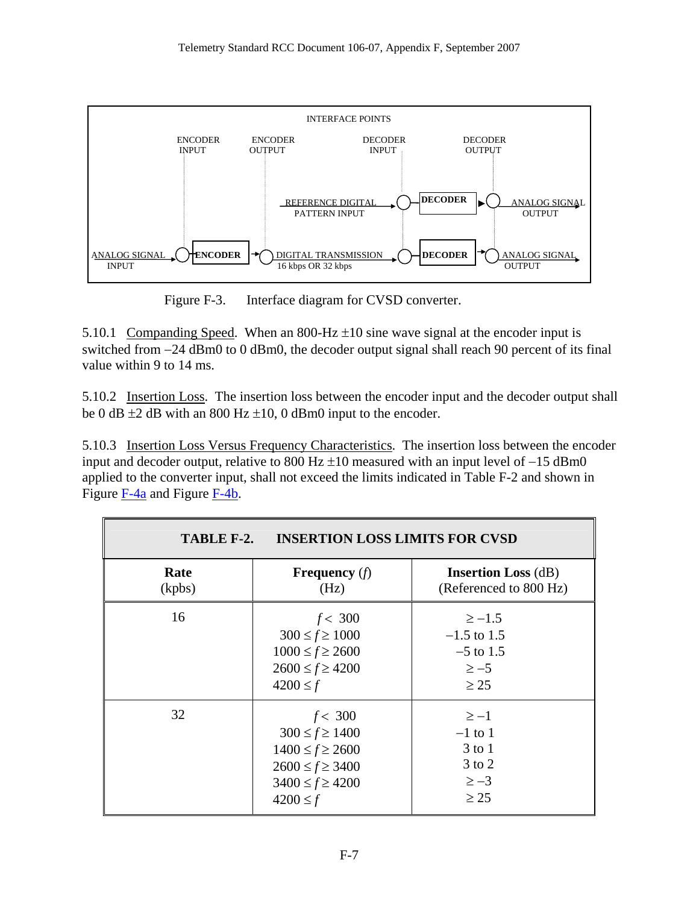INTERFACE POINTS

ENCODER INPUT | ENCODER OUTPUT | DECODER INPUT | DECODER OUTPUT

REFERENCE DIGITAL PATTERN INPUT → DECODER → ANALOG SIGNAL OUTPUT

ANALOG SIGNAL INPUT → ENCODER → DIGITAL TRANSMISSION 16 kbps OR 32 kbps → DECODER → ANALOG SIGNAL OUTPUT

Figure F-3. Interface diagram for CVSD converter.

5.10.1 Companding Speed. When an 800-Hz ±10 sine wave signal at the encoder input is switched from –24 dBm0 to 0 dBm0, the decoder output signal shall reach 90 percent of its final value within 9 to 14 ms.

5.10.2 Insertion Loss. The insertion loss between the encoder input and the decoder output shall be 0 dB ±2 dB with an 800 Hz ±10, 0 dBm0 input to the encoder.

5.10.3 Insertion Loss Versus Frequency Characteristics. The insertion loss between the encoder input and decoder output, relative to 800 Hz ±10 measured with an input level of –15 dBm0 applied to the converter input, shall not exceed the limits indicated in Table F-2 and shown in Figure F-4a and Figure F-4b.

**TABLE F-2. INSERTION LOSS LIMITS FOR CVSD**

| **Rate** (kpbs) | **Frequency** ($f$) (Hz) | **Insertion Loss** (dB) (Referenced to 800 Hz) |
|---|---|---|
| 16 | $f < 300$ | $\geq -1.5$ |
| | $300 \leq f \geq 1000$ | –1.5 to 1.5 |
| | $1000 \leq f \geq 2600$ | –5 to 1.5 |
| | $2600 \leq f \geq 4200$ | $\geq -5$ |
| | $4200 \leq f$ | $\geq 25$ |
| 32 | $f < 300$ | $\geq -1$ |
| | $300 \leq f \geq 1400$ | –1 to 1 |
| | $1400 \leq f \geq 2600$ | 3 to 1 |
| | $2600 \leq f \geq 3400$ | 3 to 2 |
| | $3400 \leq f \geq 4200$ | $\geq -3$ |
| | $4200 \leq f$ | $\geq 25$ |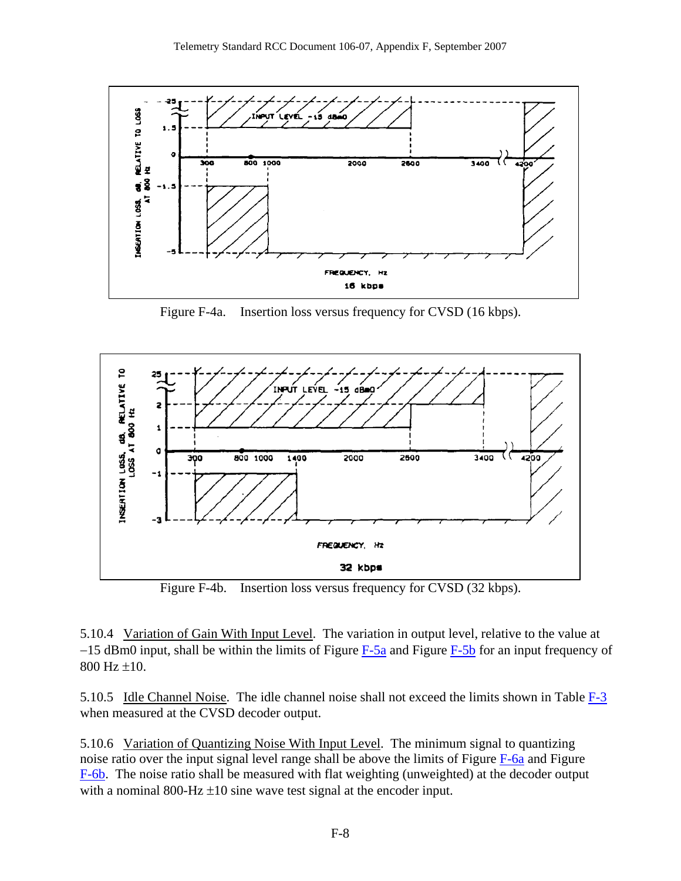Figure F-4a. Insertion loss versus frequency for CVSD (16 kbps).

Figure F-4b. Insertion loss versus frequency for CVSD (32 kbps).

5.10.4 Variation of Gain With Input Level. The variation in output level, relative to the value at –15 dBm0 input, shall be within the limits of Figure F-5a and Figure F-5b for an input frequency of 800 Hz ±10.

5.10.5 Idle Channel Noise. The idle channel noise shall not exceed the limits shown in Table F-3 when measured at the CVSD decoder output.

5.10.6 Variation of Quantizing Noise With Input Level. The minimum signal to quantizing noise ratio over the input signal level range shall be above the limits of Figure F-6a and Figure F-6b. The noise ratio shall be measured with flat weighting (unweighted) at the decoder output with a nominal 800-Hz ±10 sine wave test signal at the encoder input.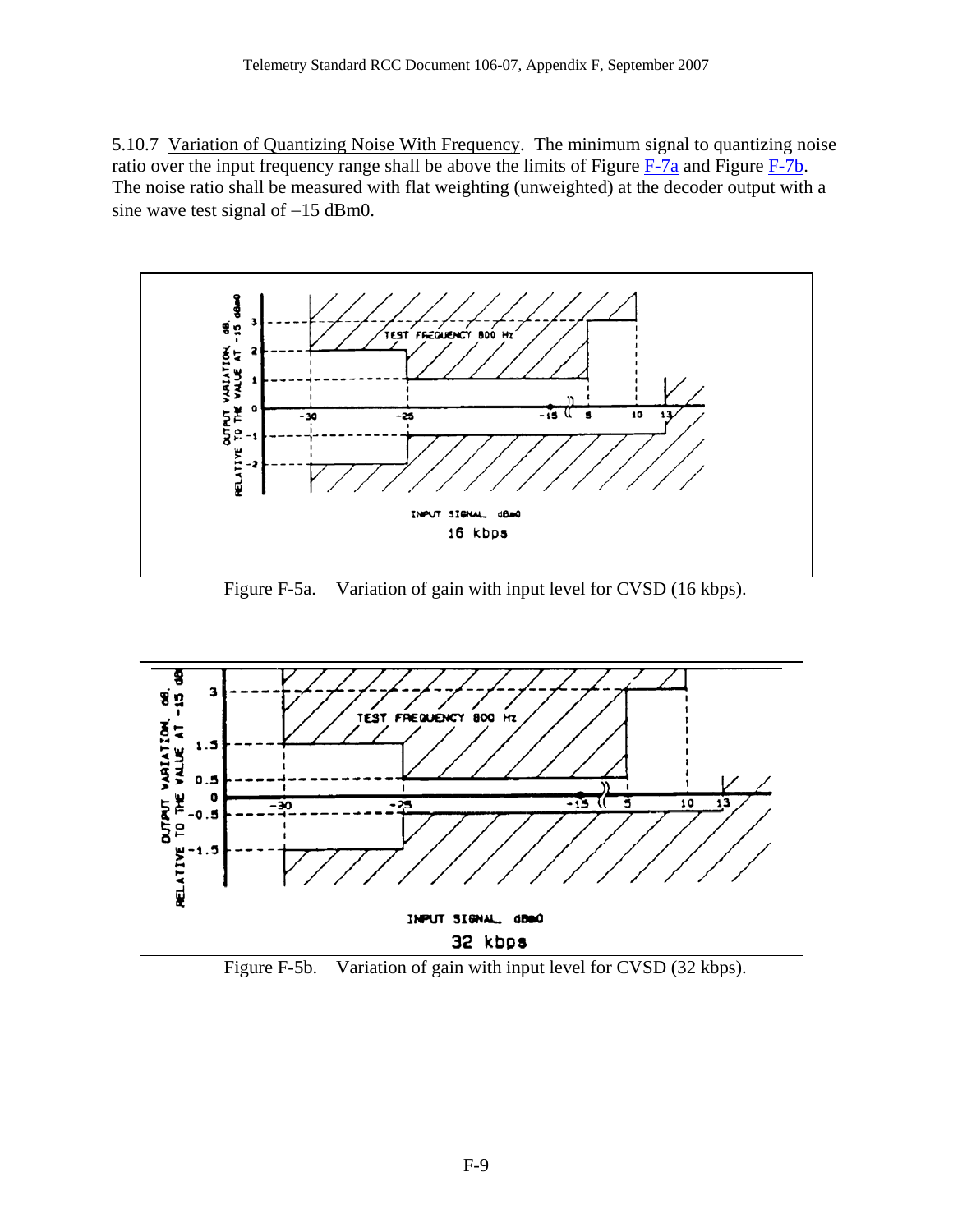5.10.7 Variation of Quantizing Noise With Frequency. The minimum signal to quantizing noise ratio over the input frequency range shall be above the limits of Figure F-7a and Figure F-7b. The noise ratio shall be measured with flat weighting (unweighted) at the decoder output with a sine wave test signal of –15 dBm0.

Figure F-5a. Variation of gain with input level for CVSD (16 kbps).

Figure F-5b. Variation of gain with input level for CVSD (32 kbps).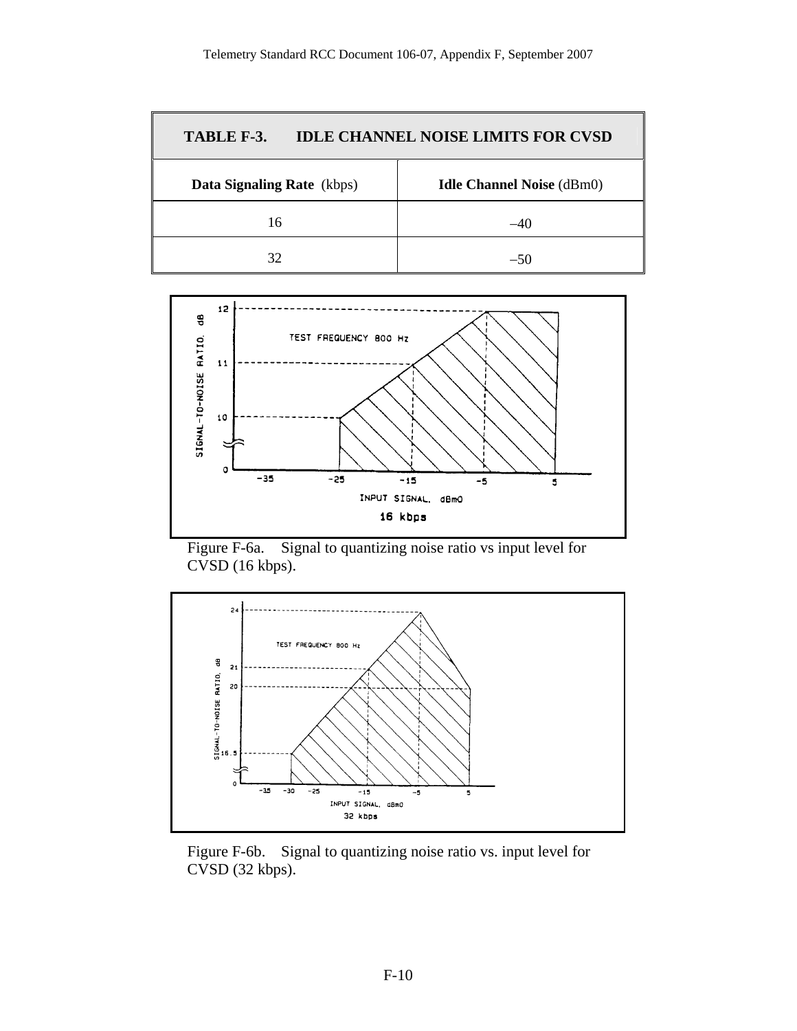| TABLE F-3. IDLE CHANNEL NOISE LIMITS FOR CVSD | |
|---|---|
| **Data Signaling Rate** (kbps) | **Idle Channel Noise** (dBm0) |
| 16 | –40 |
| 32 | –50 |

Figure F-6a. Signal to quantizing noise ratio vs input level for CVSD (16 kbps).

Figure F-6b. Signal to quantizing noise ratio vs. input level for CVSD (32 kbps).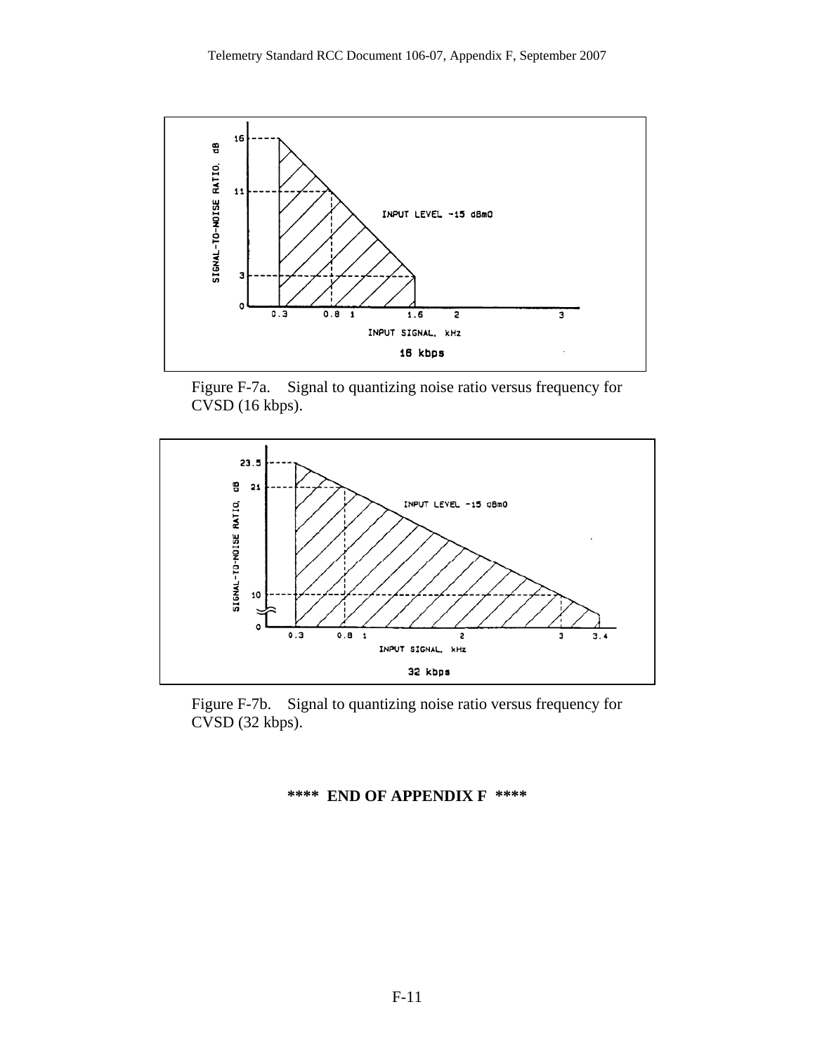SIGNAL-TO-NOISE RATIO, dB

16

11

3

0

0.3 0.8 1 1.6 2 3

INPUT LEVEL -15 dBm0

INPUT SIGNAL, kHz

16 kbps

Figure F-7a. Signal to quantizing noise ratio versus frequency for CVSD (16 kbps).

SIGNAL-TO-NOISE RATIO, dB

23.5

21

10

0

0.3 0.8 1 2 3 3.4

INPUT LEVEL -15 dBm0

INPUT SIGNAL, kHz

32 kbps

Figure F-7b. Signal to quantizing noise ratio versus frequency for CVSD (32 kbps).

**\*\*\*\* END OF APPENDIX F \*\*\*\***